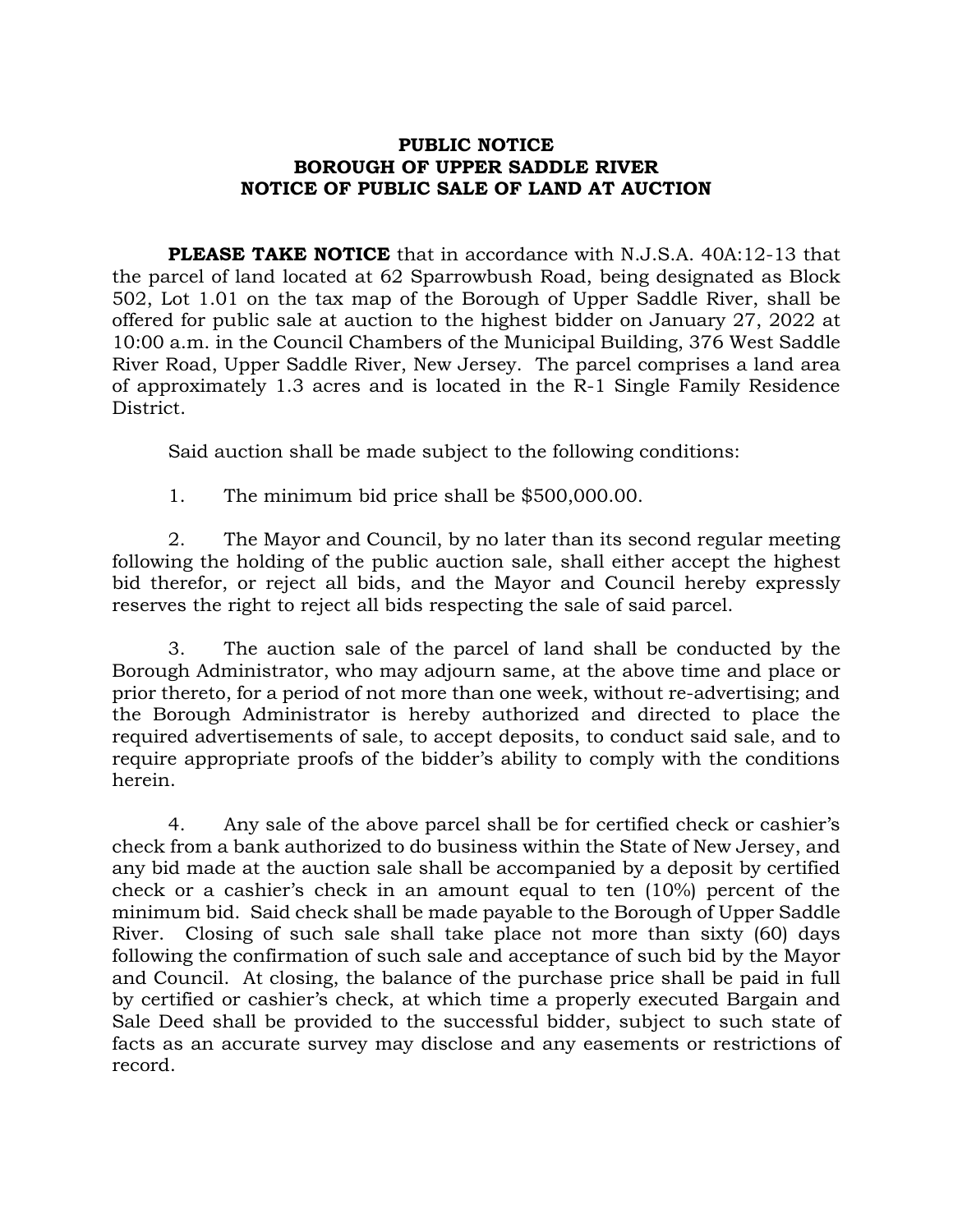**PUBLIC NOTICE**
**BOROUGH OF UPPER SADDLE RIVER**
**NOTICE OF PUBLIC SALE OF LAND AT AUCTION**

**PLEASE TAKE NOTICE** that in accordance with N.J.S.A. 40A:12-13 that the parcel of land located at 62 Sparrowbush Road, being designated as Block 502, Lot 1.01 on the tax map of the Borough of Upper Saddle River, shall be offered for public sale at auction to the highest bidder on January 27, 2022 at 10:00 a.m. in the Council Chambers of the Municipal Building, 376 West Saddle River Road, Upper Saddle River, New Jersey. The parcel comprises a land area of approximately 1.3 acres and is located in the R-1 Single Family Residence District.

Said auction shall be made subject to the following conditions:

1. The minimum bid price shall be $500,000.00.

2. The Mayor and Council, by no later than its second regular meeting following the holding of the public auction sale, shall either accept the highest bid therefor, or reject all bids, and the Mayor and Council hereby expressly reserves the right to reject all bids respecting the sale of said parcel.

3. The auction sale of the parcel of land shall be conducted by the Borough Administrator, who may adjourn same, at the above time and place or prior thereto, for a period of not more than one week, without re-advertising; and the Borough Administrator is hereby authorized and directed to place the required advertisements of sale, to accept deposits, to conduct said sale, and to require appropriate proofs of the bidder's ability to comply with the conditions herein.

4. Any sale of the above parcel shall be for certified check or cashier's check from a bank authorized to do business within the State of New Jersey, and any bid made at the auction sale shall be accompanied by a deposit by certified check or a cashier's check in an amount equal to ten (10%) percent of the minimum bid. Said check shall be made payable to the Borough of Upper Saddle River. Closing of such sale shall take place not more than sixty (60) days following the confirmation of such sale and acceptance of such bid by the Mayor and Council. At closing, the balance of the purchase price shall be paid in full by certified or cashier's check, at which time a properly executed Bargain and Sale Deed shall be provided to the successful bidder, subject to such state of facts as an accurate survey may disclose and any easements or restrictions of record.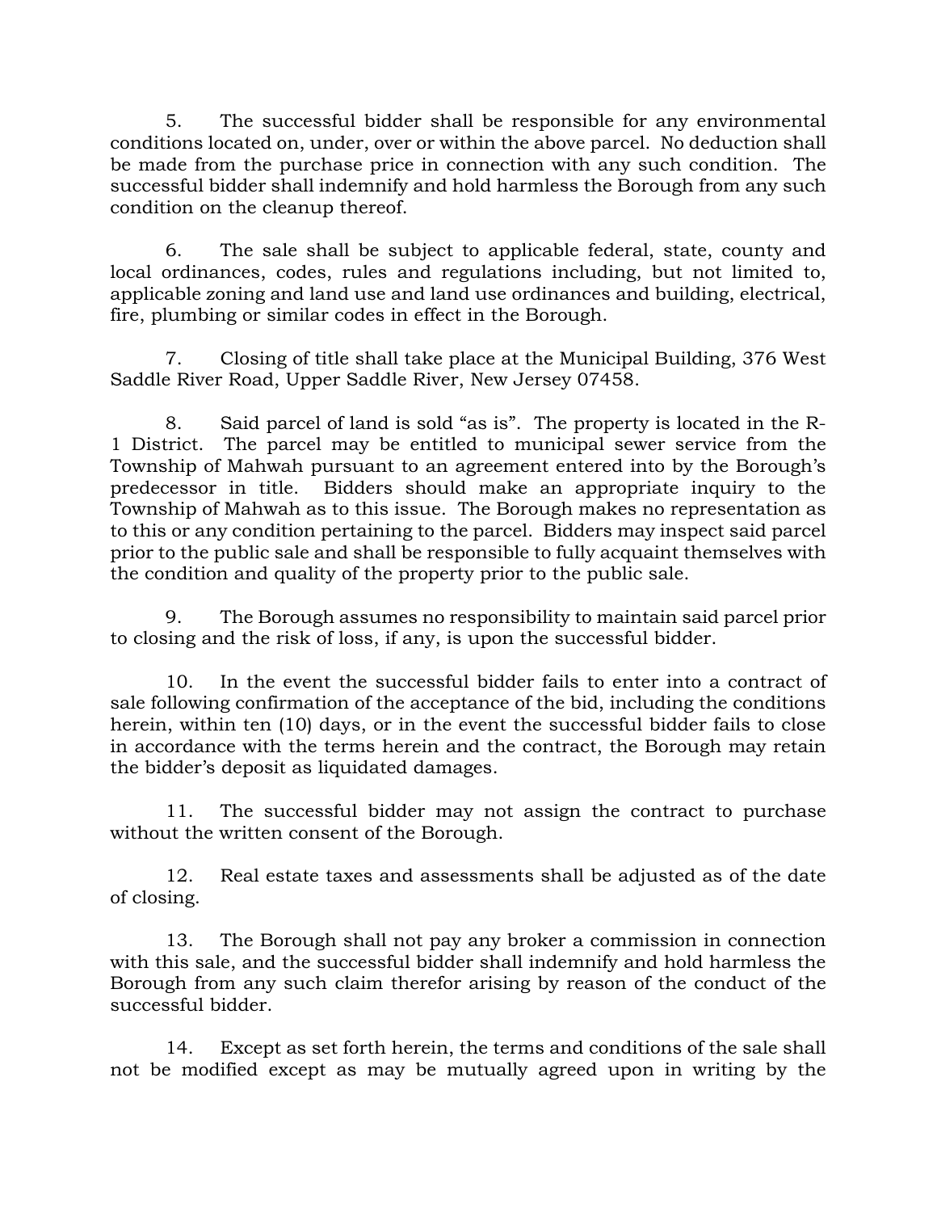5. The successful bidder shall be responsible for any environmental conditions located on, under, over or within the above parcel. No deduction shall be made from the purchase price in connection with any such condition. The successful bidder shall indemnify and hold harmless the Borough from any such condition on the cleanup thereof.

6. The sale shall be subject to applicable federal, state, county and local ordinances, codes, rules and regulations including, but not limited to, applicable zoning and land use and land use ordinances and building, electrical, fire, plumbing or similar codes in effect in the Borough.

7. Closing of title shall take place at the Municipal Building, 376 West Saddle River Road, Upper Saddle River, New Jersey 07458.

8. Said parcel of land is sold "as is". The property is located in the R-1 District. The parcel may be entitled to municipal sewer service from the Township of Mahwah pursuant to an agreement entered into by the Borough's predecessor in title. Bidders should make an appropriate inquiry to the Township of Mahwah as to this issue. The Borough makes no representation as to this or any condition pertaining to the parcel. Bidders may inspect said parcel prior to the public sale and shall be responsible to fully acquaint themselves with the condition and quality of the property prior to the public sale.

9. The Borough assumes no responsibility to maintain said parcel prior to closing and the risk of loss, if any, is upon the successful bidder.

10. In the event the successful bidder fails to enter into a contract of sale following confirmation of the acceptance of the bid, including the conditions herein, within ten (10) days, or in the event the successful bidder fails to close in accordance with the terms herein and the contract, the Borough may retain the bidder's deposit as liquidated damages.

11. The successful bidder may not assign the contract to purchase without the written consent of the Borough.

12. Real estate taxes and assessments shall be adjusted as of the date of closing.

13. The Borough shall not pay any broker a commission in connection with this sale, and the successful bidder shall indemnify and hold harmless the Borough from any such claim therefor arising by reason of the conduct of the successful bidder.

14. Except as set forth herein, the terms and conditions of the sale shall not be modified except as may be mutually agreed upon in writing by the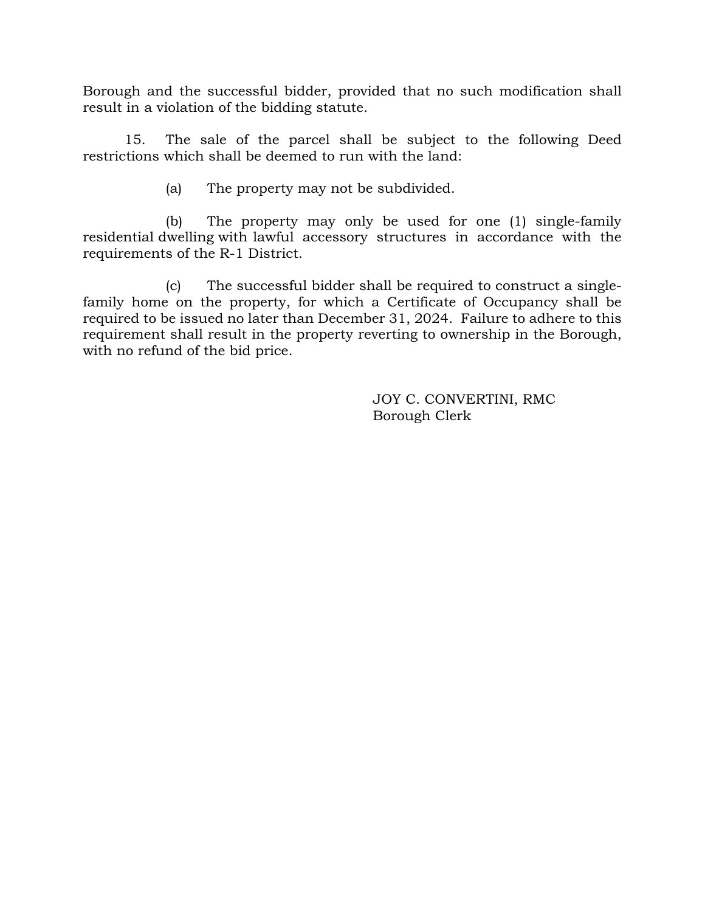Borough and the successful bidder, provided that no such modification shall result in a violation of the bidding statute.

15. The sale of the parcel shall be subject to the following Deed restrictions which shall be deemed to run with the land:

(a) The property may not be subdivided.

(b) The property may only be used for one (1) single-family residential dwelling with lawful accessory structures in accordance with the requirements of the R-1 District.

(c) The successful bidder shall be required to construct a single-family home on the property, for which a Certificate of Occupancy shall be required to be issued no later than December 31, 2024. Failure to adhere to this requirement shall result in the property reverting to ownership in the Borough, with no refund of the bid price.

JOY C. CONVERTINI, RMC
Borough Clerk